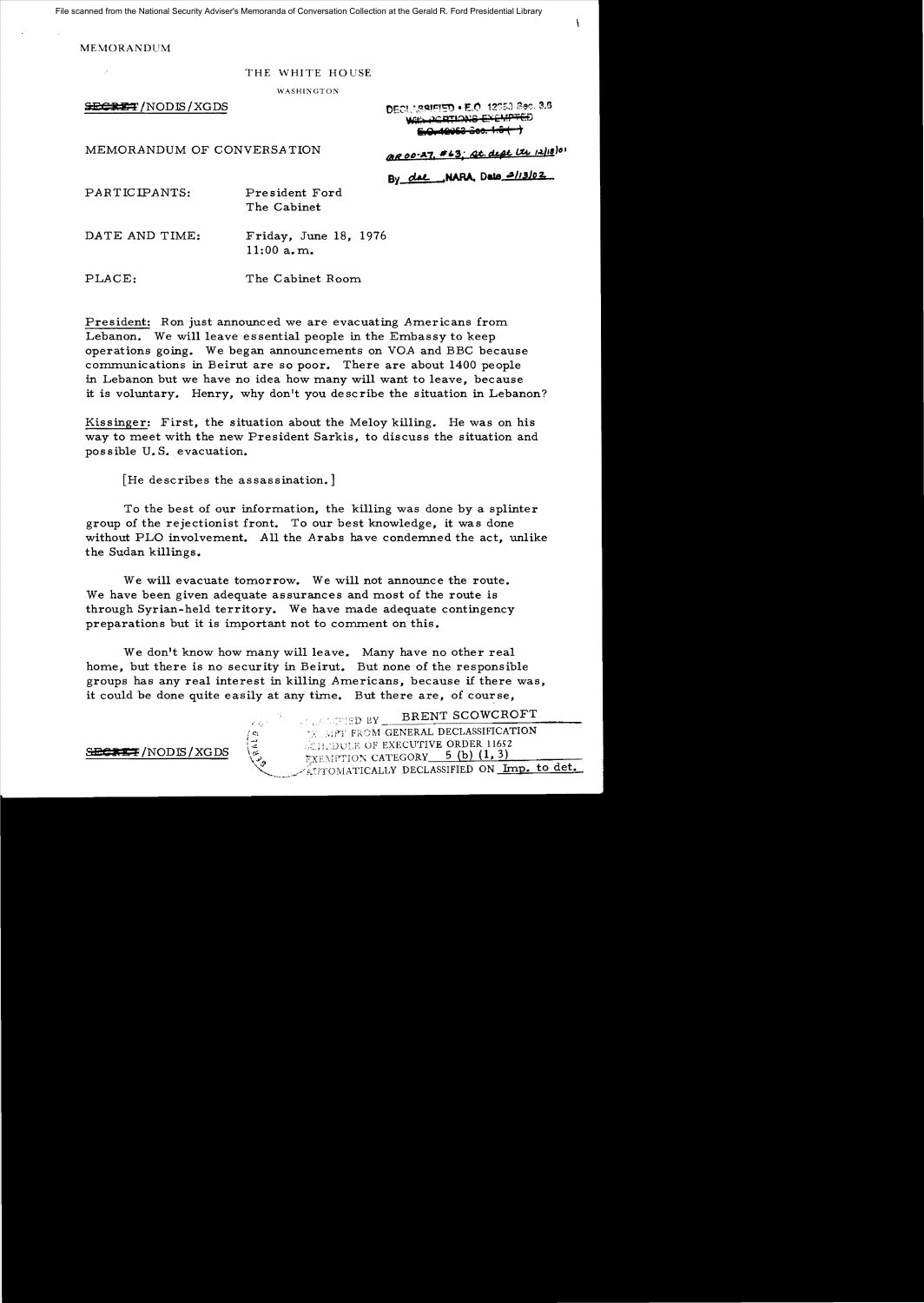File scanned from the National Security Adviser's Memoranda of Conversation Collection at the Gerald R. Ford Presidential Library

MEMORANDUM

THE WHITE HOUSE

WASHINGTON

~~SECRET~~/NODIS/XGDS

DECLASSIFIED • E.O. 12958 Sec. 3.6
WITH PORTIONS EXEMPTED
~~E.O. 12958 Sec. 1.5 ( )~~

MEMORANDUM OF CONVERSATION

MR 00-27, #63; St. dept ltr 12/18/01

By dal NARA, Date 2/13/02

PARTICIPANTS: President Ford
The Cabinet

DATE AND TIME: Friday, June 18, 1976
11:00 a.m.

PLACE: The Cabinet Room

President: Ron just announced we are evacuating Americans from Lebanon. We will leave essential people in the Embassy to keep operations going. We began announcements on VOA and BBC because communications in Beirut are so poor. There are about 1400 people in Lebanon but we have no idea how many will want to leave, because it is voluntary. Henry, why don't you describe the situation in Lebanon?

Kissinger: First, the situation about the Meloy killing. He was on his way to meet with the new President Sarkis, to discuss the situation and possible U.S. evacuation.

[He describes the assassination.]

To the best of our information, the killing was done by a splinter group of the rejectionist front. To our best knowledge, it was done without PLO involvement. All the Arabs have condemned the act, unlike the Sudan killings.

We will evacuate tomorrow. We will not announce the route. We have been given adequate assurances and most of the route is through Syrian-held territory. We have made adequate contingency preparations but it is important not to comment on this.

We don't know how many will leave. Many have no other real home, but there is no security in Beirut. But none of the responsible groups has any real interest in killing Americans, because if there was, it could be done quite easily at any time. But there are, of course,

~~SECRET~~/NODIS/XGDS

CLASSIFIED BY BRENT SCOWCROFT
EXEMPT FROM GENERAL DECLASSIFICATION
SCHEDULE OF EXECUTIVE ORDER 11652
EXEMPTION CATEGORY 5 (b) (1, 3)
AUTOMATICALLY DECLASSIFIED ON Imp. to det.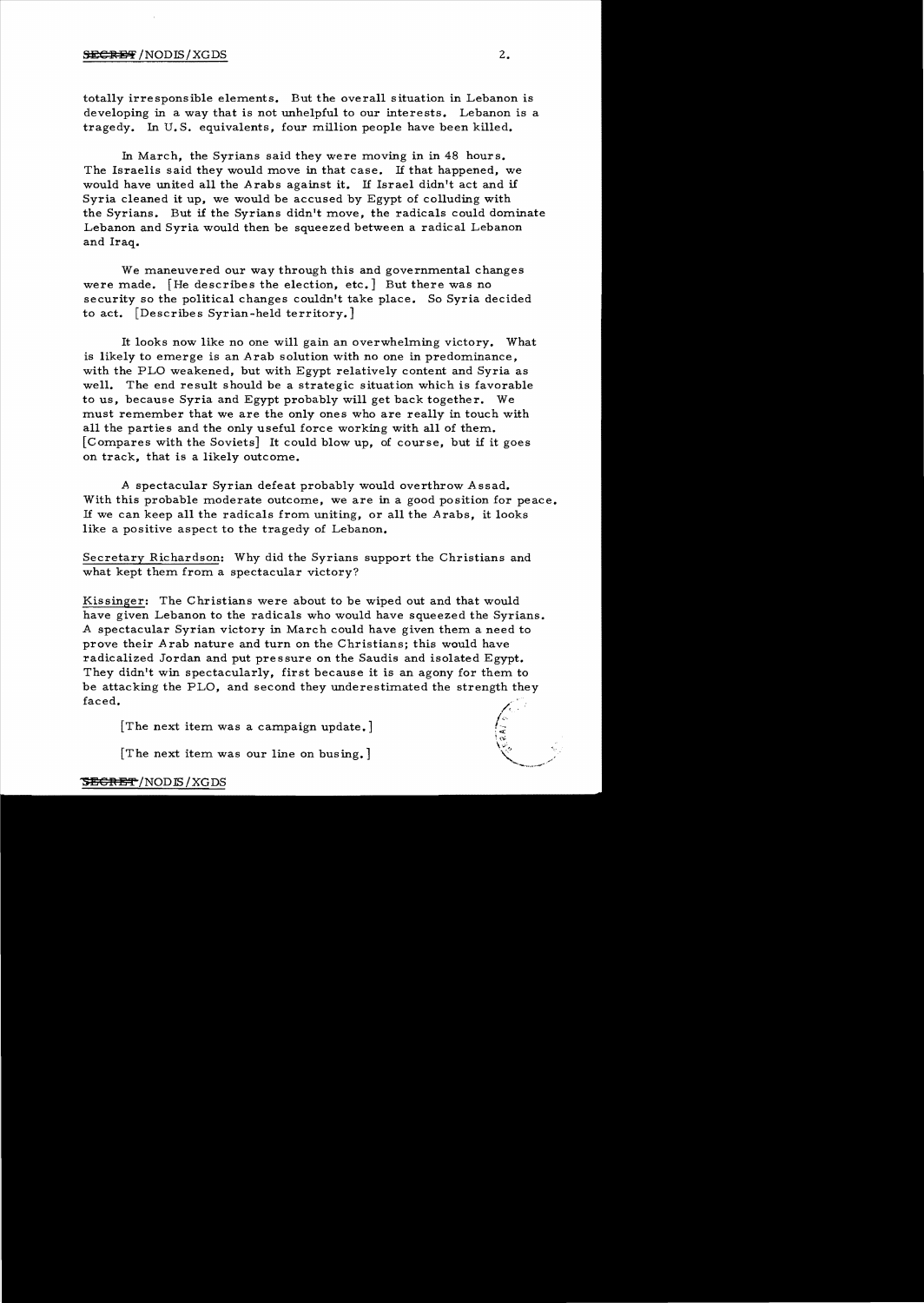totally irresponsible elements. But the overall situation in Lebanon is developing in a way that is not unhelpful to our interests. Lebanon is a tragedy. In U.S. equivalents, four million people have been killed.

In March, the Syrians said they were moving in in 48 hours. The Israelis said they would move in that case. If that happened, we would have united all the Arabs against it. If Israel didn't act and if Syria cleaned it up, we would be accused by Egypt of colluding with the Syrians. But if the Syrians didn't move, the radicals could dominate Lebanon and Syria would then be squeezed between a radical Lebanon and Iraq.

We maneuvered our way through this and governmental changes were made. [He describes the election, etc.] But there was no security so the political changes couldn't take place. So Syria decided to act. [Describes Syrian-held territory.]

It looks now like no one will gain an overwhelming victory. What is likely to emerge is an Arab solution with no one in predominance, with the PLO weakened, but with Egypt relatively content and Syria as well. The end result should be a strategic situation which is favorable to us, because Syria and Egypt probably will get back together. We must remember that we are the only ones who are really in touch with all the parties and the only useful force working with all of them. [Compares with the Soviets] It could blow up, of course, but if it goes on track, that is a likely outcome.

A spectacular Syrian defeat probably would overthrow Assad. With this probable moderate outcome, we are in a good position for peace. If we can keep all the radicals from uniting, or all the Arabs, it looks like a positive aspect to the tragedy of Lebanon.

Secretary Richardson: Why did the Syrians support the Christians and what kept them from a spectacular victory?

Kissinger: The Christians were about to be wiped out and that would have given Lebanon to the radicals who would have squeezed the Syrians. A spectacular Syrian victory in March could have given them a need to prove their Arab nature and turn on the Christians; this would have radicalized Jordan and put pressure on the Saudis and isolated Egypt. They didn't win spectacularly, first because it is an agony for them to be attacking the PLO, and second they underestimated the strength they faced.

[The next item was a campaign update.]

[The next item was our line on busing.]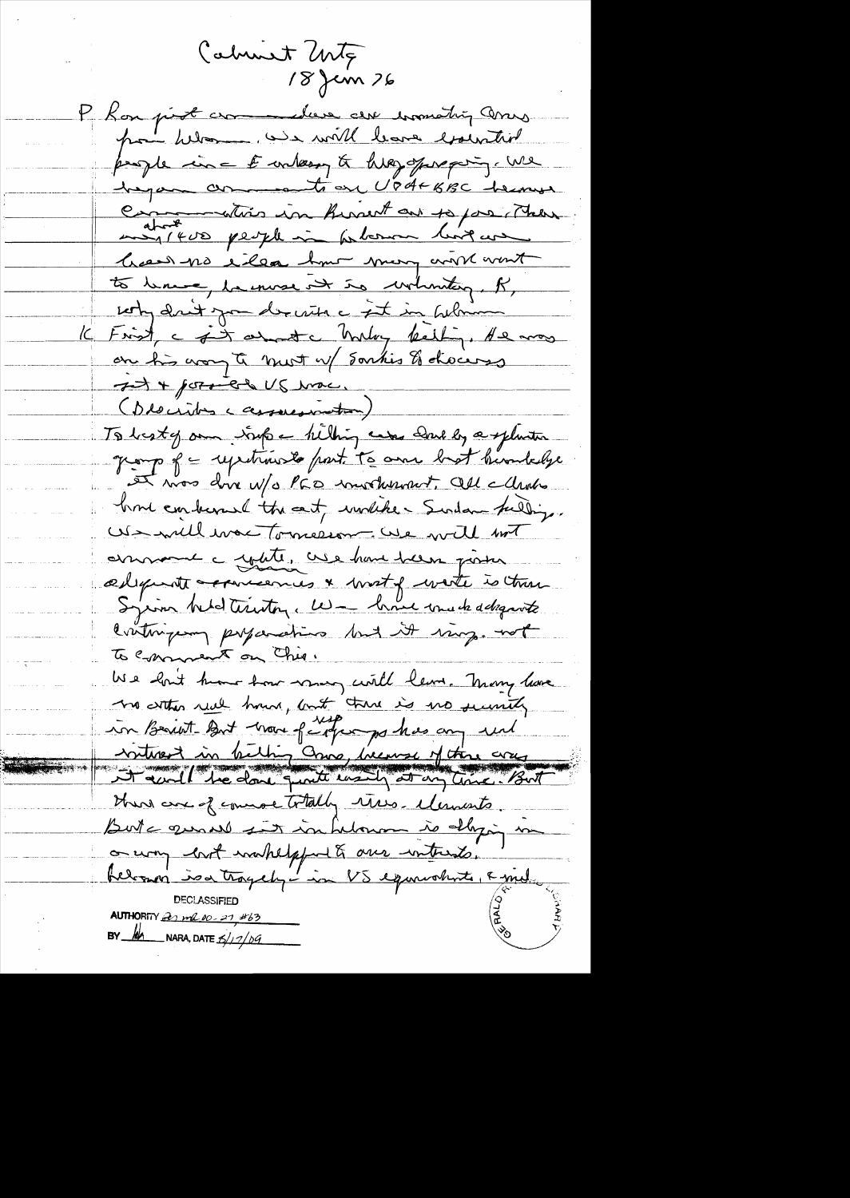Cabinet Mtg
18 Jun 76

P Ron just announced we are evacuating Ams from Lebanon. We will leave essential people in the embassy to keep operating. We began announcements on VOA + BBC because communications in Beirut are so poor. There are about 1400 people in Lebanon but we have no idea how many will want to leave, because it is voluntary. K, why don't you discuss it in Lebanon

K First, a bit about the Meloy killing. He was on his way to meet w/ Sarkis to discuss it + possible US role.

(Describes the assassination)

To best of our info the killing was done by a splinter group of the rejectionist part. To our best knowledge it was done w/o PLO involvement. All the Arabs have condemned the act, unlike the Sudan killing. We will work to maintain [?]. We will not announce the route. We have been given adequate assurances + most of route is thru Syrian held territory. We have made adequate contingency preparations but it's inappropriate to comment on this.

We don't know how many will leave. Many have no other real home, but there is no security in Beirut. But none of the groups has any real interest in killing Ams, because if they were it could be done quite easily at any time. But there are of course totally irres. elements.

But the general sit in Lebanon is drifting in a way that is unhelpful to our interests. Lebanon is a tragedy — in US equivalents, 6 mil

DECLASSIFIED
AUTHORITY [?] 27 #63
BY [?] NARA, DATE 5/17/09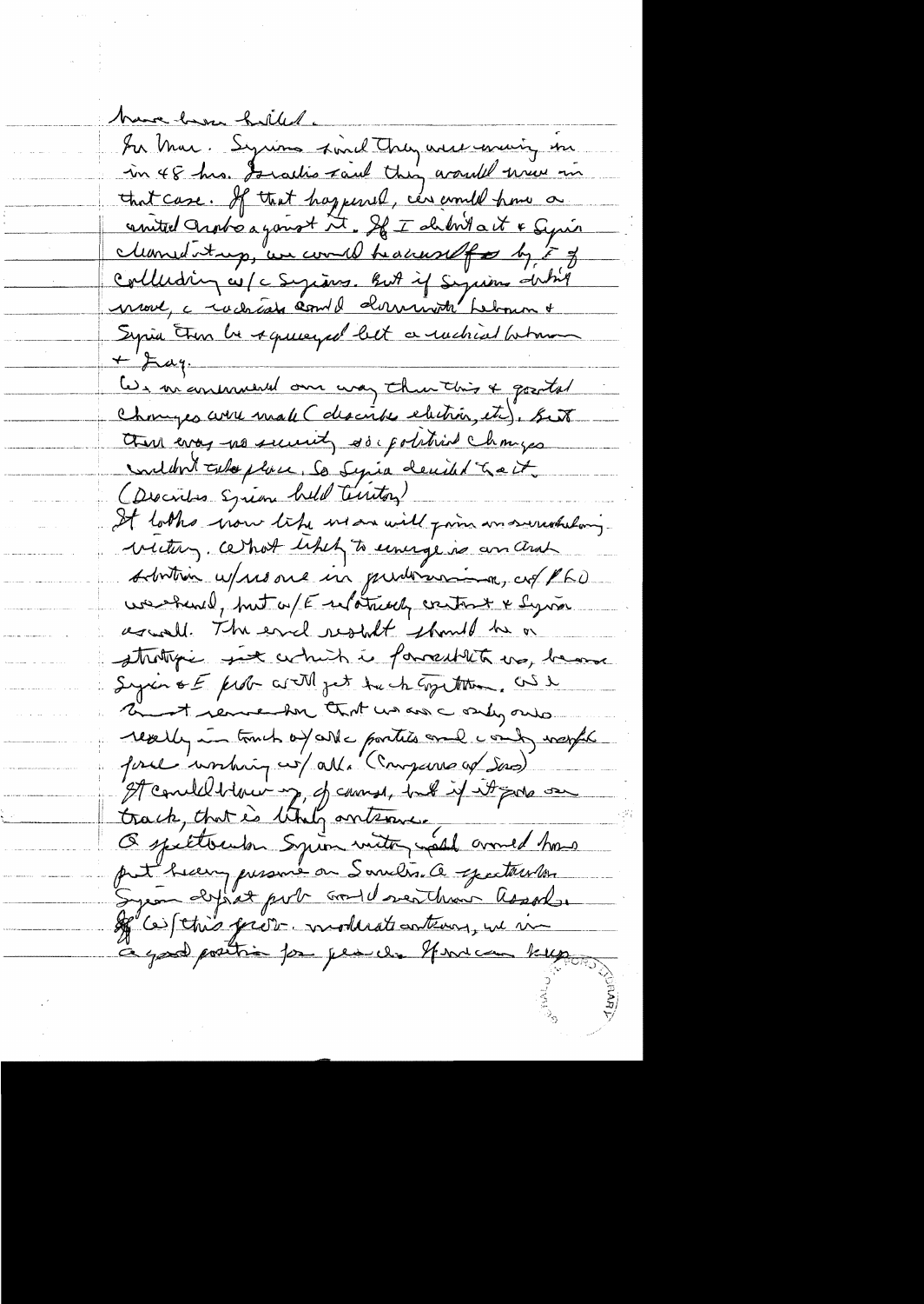have been killed.

In Mar. Syrians said they were moving in in 48 hrs. Israelis said they would move in that case. If that happened, we would have a united Arabs against it. If I didn't act & Syria clamped it up, we would be accused of by E of colluding w/ Syrians. But if Syrians didn't move, a radical could dominate Lebanon & Syria then be squeezed bet a radical Lebanon & Iraq.

We maneuvered our way thru this & good political changes were made (describes election, etc). But there was no security so political changes couldn't take place. So Syria decided to act. (Describes Syrian held territory)

It looks now like we will have an overwhelming victory. What likely to emerge is an Arab solution w/ no one in predominance, w/ PLO weakened, but w/ E relatively content & Syria as well. The end result should be a strategic gain which is favorable to us, because Syria & E prob will get back together. We must remember that we are the only ones really in touch w/ all the parties and only major force working w/ all. (Compares w/ Sov)

It could blow up, of course, but if it goes on track, that is likely outcome.

A spectacular Syrian victory would armed has put heavy pressure on Sovs. A spectacular Syrian defeat prob would overthrow Assad.

If w/ this process moderate outcome, we in a good position for peace. If we can keep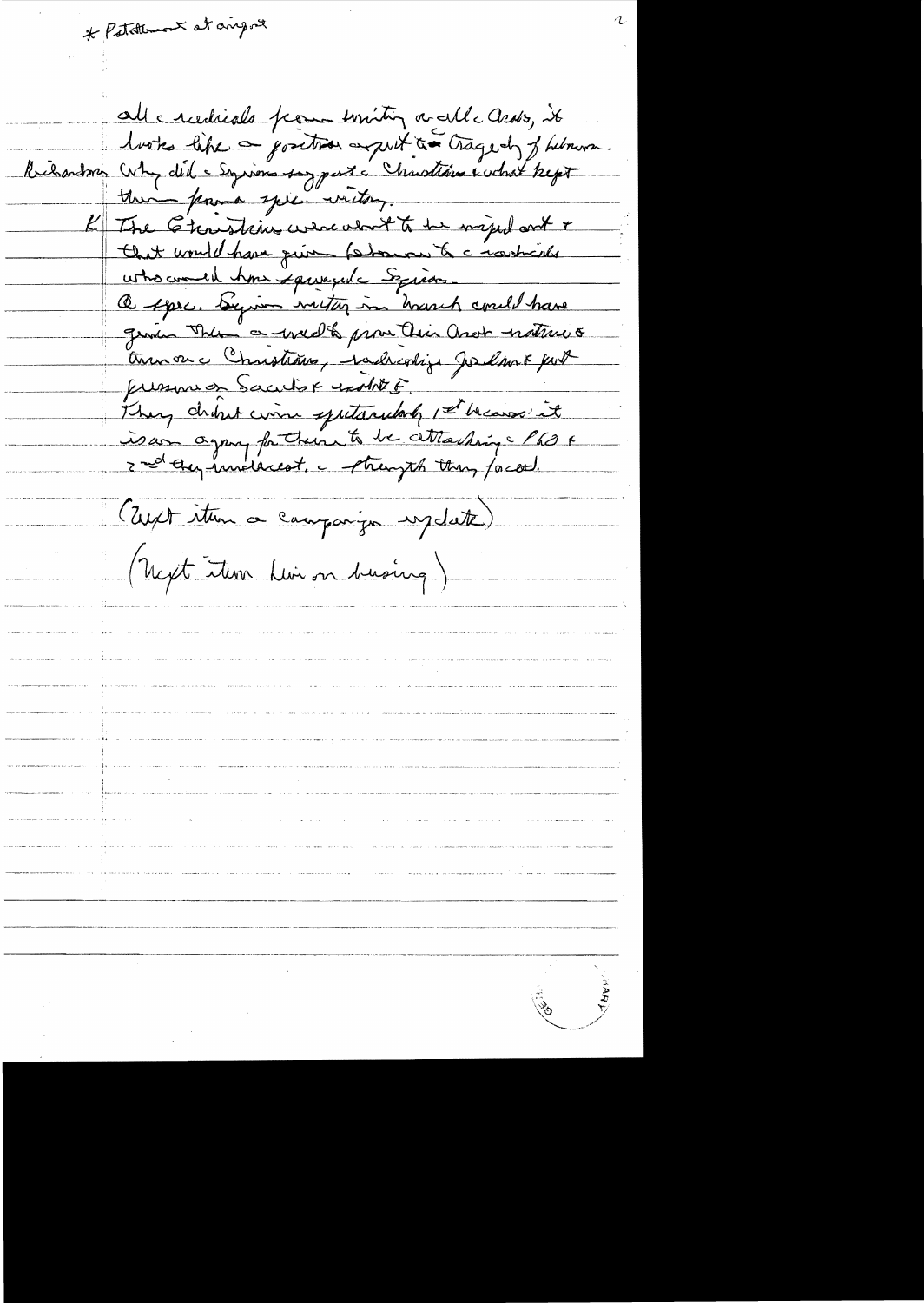* Potential at airport

all the radicals from uniting with the Arabs, it looks like a position except the tragedy of Lebanon.

Richardson: Why did the Syrians support the Christians & what kept them from a quick victory.

K: The Christians were about to be wiped out & that would have given Lebanon to the radicals who would have squeezed Syria.

A quick Syrian victory in March could have given them a world prom their Arab nature & turn on the Christians, radicalize Jordan & put pressure on Sadat & isolate E.

They didn't win spectacularly, 1st because it is an agony for them to be attacking the PLO & 2nd they underest. the strength they faced.

(Next item a campaign update)

(Next item Levi on busing)